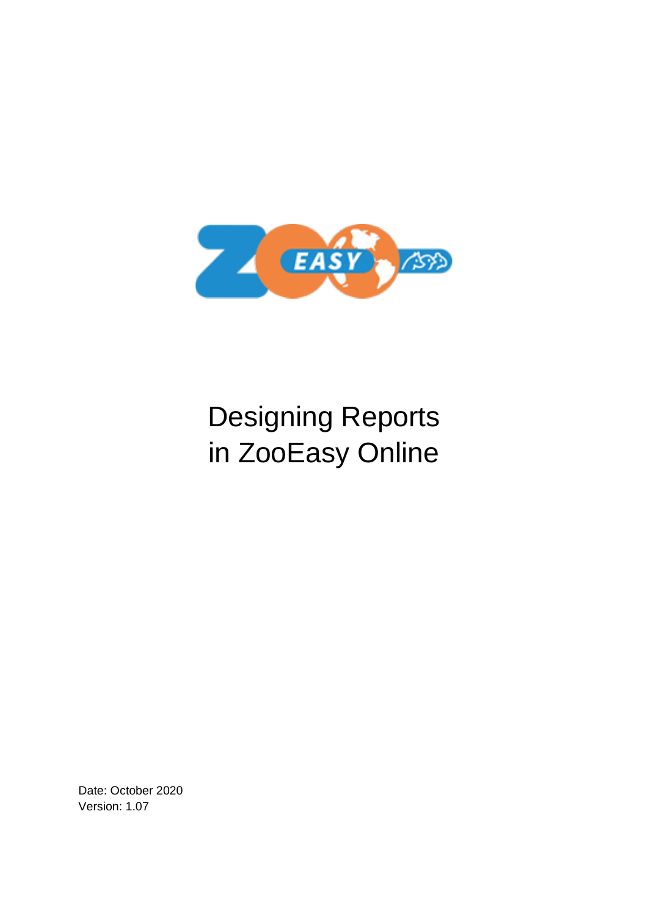# Designing Reports in ZooEasy Online

Date: October 2020
Version: 1.07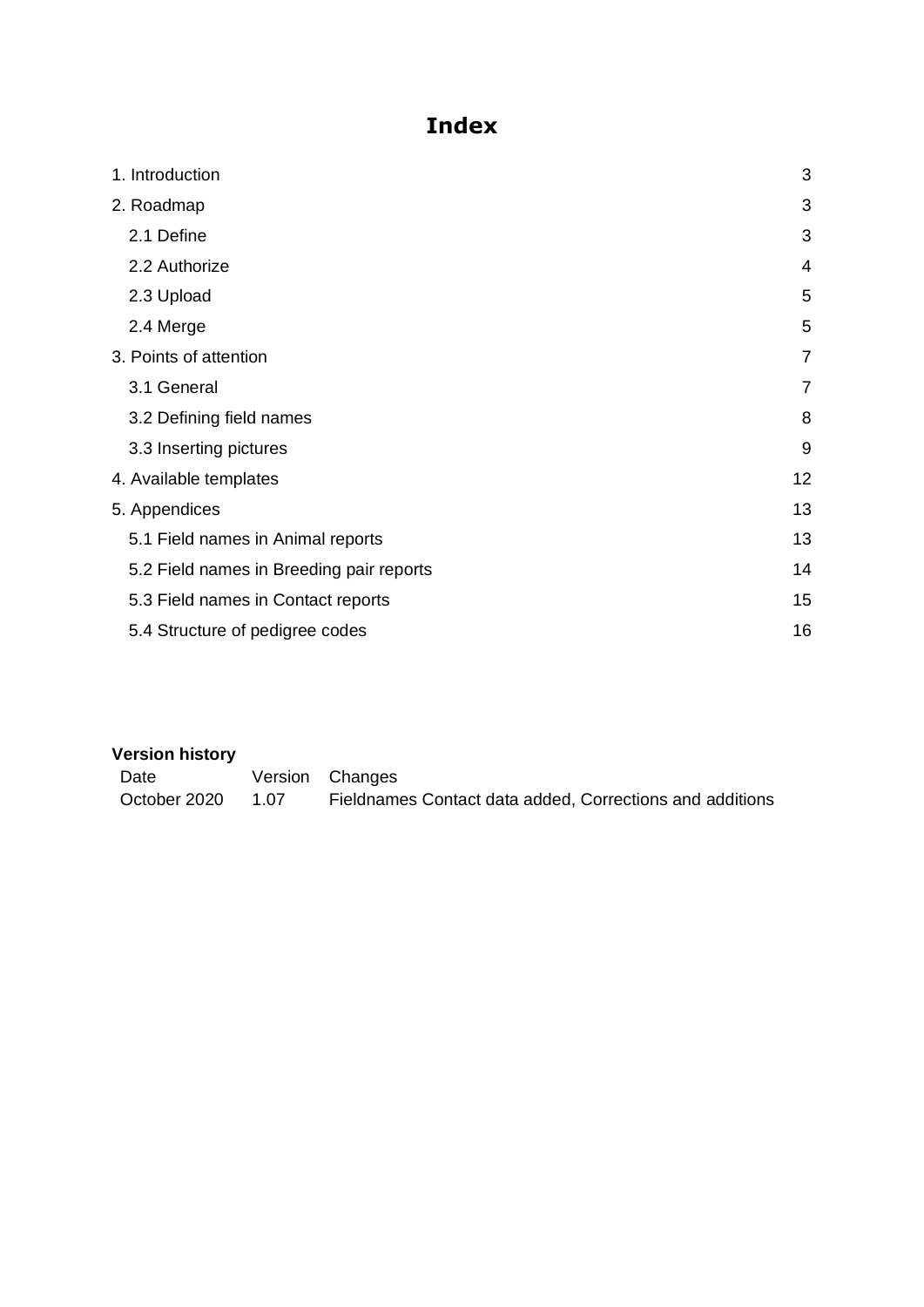# Index

| | |
|---|---|
| 1. Introduction | 3 |
| 2. Roadmap | 3 |
| 2.1 Define | 3 |
| 2.2 Authorize | 4 |
| 2.3 Upload | 5 |
| 2.4 Merge | 5 |
| 3. Points of attention | 7 |
| 3.1 General | 7 |
| 3.2 Defining field names | 8 |
| 3.3 Inserting pictures | 9 |
| 4. Available templates | 12 |
| 5. Appendices | 13 |
| 5.1 Field names in Animal reports | 13 |
| 5.2 Field names in Breeding pair reports | 14 |
| 5.3 Field names in Contact reports | 15 |
| 5.4 Structure of pedigree codes | 16 |

**Version history**

| Date | Version | Changes |
|---|---|---|
| October 2020 | 1.07 | Fieldnames Contact data added, Corrections and additions |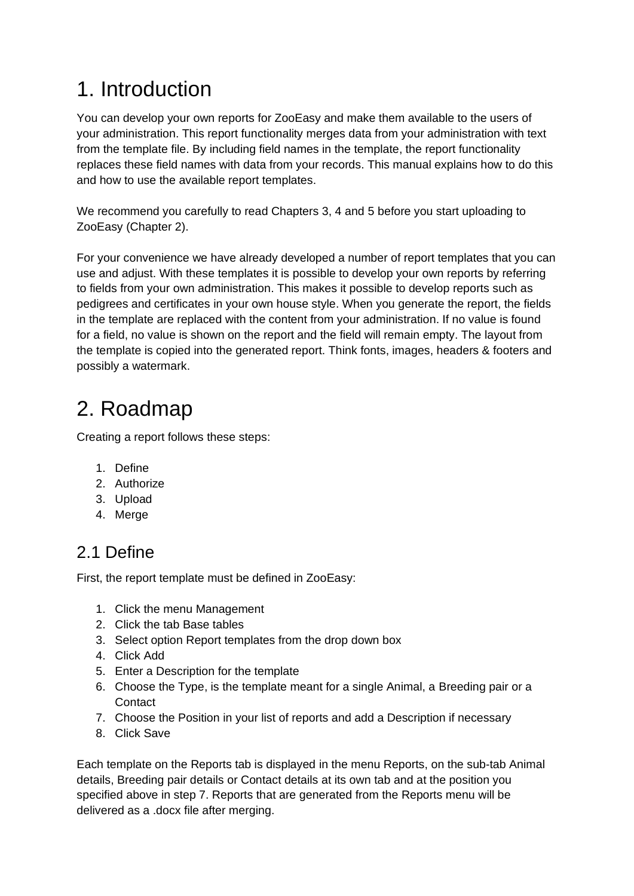# 1. Introduction

You can develop your own reports for ZooEasy and make them available to the users of your administration. This report functionality merges data from your administration with text from the template file. By including field names in the template, the report functionality replaces these field names with data from your records. This manual explains how to do this and how to use the available report templates.

We recommend you carefully to read Chapters 3, 4 and 5 before you start uploading to ZooEasy (Chapter 2).

For your convenience we have already developed a number of report templates that you can use and adjust. With these templates it is possible to develop your own reports by referring to fields from your own administration. This makes it possible to develop reports such as pedigrees and certificates in your own house style. When you generate the report, the fields in the template are replaced with the content from your administration. If no value is found for a field, no value is shown on the report and the field will remain empty. The layout from the template is copied into the generated report. Think fonts, images, headers & footers and possibly a watermark.

# 2. Roadmap

Creating a report follows these steps:

1. Define
2. Authorize
3. Upload
4. Merge

## 2.1 Define

First, the report template must be defined in ZooEasy:

1. Click the menu Management
2. Click the tab Base tables
3. Select option Report templates from the drop down box
4. Click Add
5. Enter a Description for the template
6. Choose the Type, is the template meant for a single Animal, a Breeding pair or a Contact
7. Choose the Position in your list of reports and add a Description if necessary
8. Click Save

Each template on the Reports tab is displayed in the menu Reports, on the sub-tab Animal details, Breeding pair details or Contact details at its own tab and at the position you specified above in step 7. Reports that are generated from the Reports menu will be delivered as a .docx file after merging.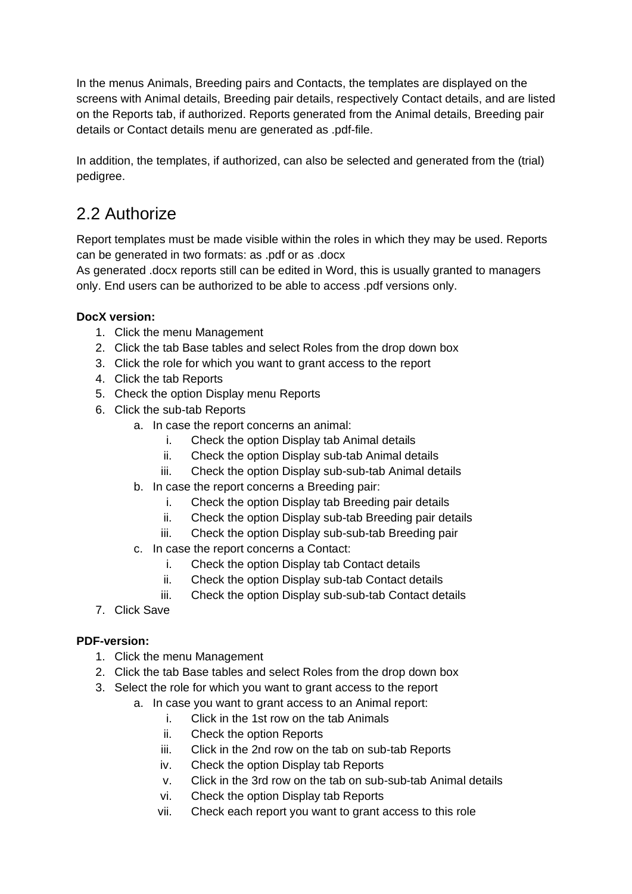In the menus Animals, Breeding pairs and Contacts, the templates are displayed on the screens with Animal details, Breeding pair details, respectively Contact details, and are listed on the Reports tab, if authorized. Reports generated from the Animal details, Breeding pair details or Contact details menu are generated as .pdf-file.

In addition, the templates, if authorized, can also be selected and generated from the (trial) pedigree.

## 2.2 Authorize

Report templates must be made visible within the roles in which they may be used. Reports can be generated in two formats: as .pdf or as .docx
As generated .docx reports still can be edited in Word, this is usually granted to managers only. End users can be authorized to be able to access .pdf versions only.

**DocX version:**

1. Click the menu Management
2. Click the tab Base tables and select Roles from the drop down box
3. Click the role for which you want to grant access to the report
4. Click the tab Reports
5. Check the option Display menu Reports
6. Click the sub-tab Reports
   a. In case the report concerns an animal:
      i. Check the option Display tab Animal details
      ii. Check the option Display sub-tab Animal details
      iii. Check the option Display sub-sub-tab Animal details
   b. In case the report concerns a Breeding pair:
      i. Check the option Display tab Breeding pair details
      ii. Check the option Display sub-tab Breeding pair details
      iii. Check the option Display sub-sub-tab Breeding pair
   c. In case the report concerns a Contact:
      i. Check the option Display tab Contact details
      ii. Check the option Display sub-tab Contact details
      iii. Check the option Display sub-sub-tab Contact details
7. Click Save

**PDF-version:**

1. Click the menu Management
2. Click the tab Base tables and select Roles from the drop down box
3. Select the role for which you want to grant access to the report
   a. In case you want to grant access to an Animal report:
      i. Click in the 1st row on the tab Animals
      ii. Check the option Reports
      iii. Click in the 2nd row on the tab on sub-tab Reports
      iv. Check the option Display tab Reports
      v. Click in the 3rd row on the tab on sub-sub-tab Animal details
      vi. Check the option Display tab Reports
      vii. Check each report you want to grant access to this role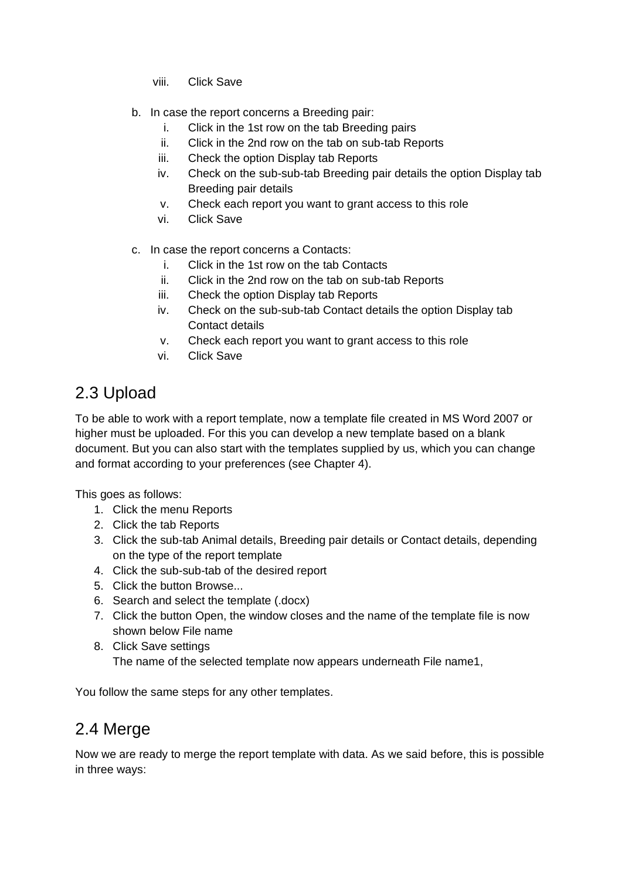viii. Click Save

b. In case the report concerns a Breeding pair:
   i. Click in the 1st row on the tab Breeding pairs
   ii. Click in the 2nd row on the tab on sub-tab Reports
   iii. Check the option Display tab Reports
   iv. Check on the sub-sub-tab Breeding pair details the option Display tab Breeding pair details
   v. Check each report you want to grant access to this role
   vi. Click Save

c. In case the report concerns a Contacts:
   i. Click in the 1st row on the tab Contacts
   ii. Click in the 2nd row on the tab on sub-tab Reports
   iii. Check the option Display tab Reports
   iv. Check on the sub-sub-tab Contact details the option Display tab Contact details
   v. Check each report you want to grant access to this role
   vi. Click Save

## 2.3 Upload

To be able to work with a report template, now a template file created in MS Word 2007 or higher must be uploaded. For this you can develop a new template based on a blank document. But you can also start with the templates supplied by us, which you can change and format according to your preferences (see Chapter 4).

This goes as follows:

1. Click the menu Reports
2. Click the tab Reports
3. Click the sub-tab Animal details, Breeding pair details or Contact details, depending on the type of the report template
4. Click the sub-sub-tab of the desired report
5. Click the button Browse...
6. Search and select the template (.docx)
7. Click the button Open, the window closes and the name of the template file is now shown below File name
8. Click Save settings
   The name of the selected template now appears underneath File name1,

You follow the same steps for any other templates.

## 2.4 Merge

Now we are ready to merge the report template with data. As we said before, this is possible in three ways: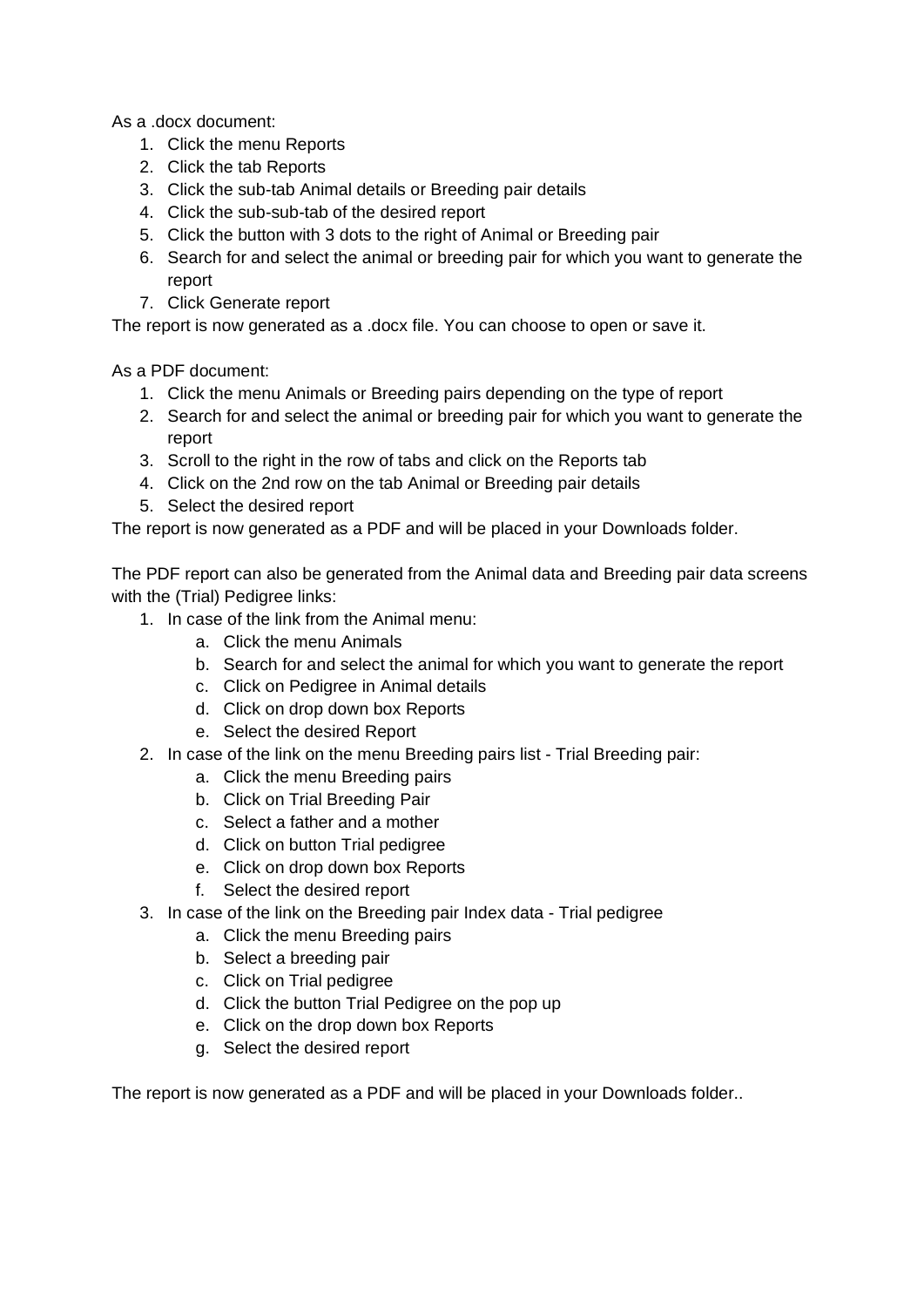As a .docx document:

1. Click the menu Reports
2. Click the tab Reports
3. Click the sub-tab Animal details or Breeding pair details
4. Click the sub-sub-tab of the desired report
5. Click the button with 3 dots to the right of Animal or Breeding pair
6. Search for and select the animal or breeding pair for which you want to generate the report
7. Click Generate report

The report is now generated as a .docx file. You can choose to open or save it.

As a PDF document:

1. Click the menu Animals or Breeding pairs depending on the type of report
2. Search for and select the animal or breeding pair for which you want to generate the report
3. Scroll to the right in the row of tabs and click on the Reports tab
4. Click on the 2nd row on the tab Animal or Breeding pair details
5. Select the desired report

The report is now generated as a PDF and will be placed in your Downloads folder.

The PDF report can also be generated from the Animal data and Breeding pair data screens with the (Trial) Pedigree links:

1. In case of the link from the Animal menu:
   a. Click the menu Animals
   b. Search for and select the animal for which you want to generate the report
   c. Click on Pedigree in Animal details
   d. Click on drop down box Reports
   e. Select the desired Report
2. In case of the link on the menu Breeding pairs list - Trial Breeding pair:
   a. Click the menu Breeding pairs
   b. Click on Trial Breeding Pair
   c. Select a father and a mother
   d. Click on button Trial pedigree
   e. Click on drop down box Reports
   f. Select the desired report
3. In case of the link on the Breeding pair Index data - Trial pedigree
   a. Click the menu Breeding pairs
   b. Select a breeding pair
   c. Click on Trial pedigree
   d. Click the button Trial Pedigree on the pop up
   e. Click on the drop down box Reports
   g. Select the desired report

The report is now generated as a PDF and will be placed in your Downloads folder..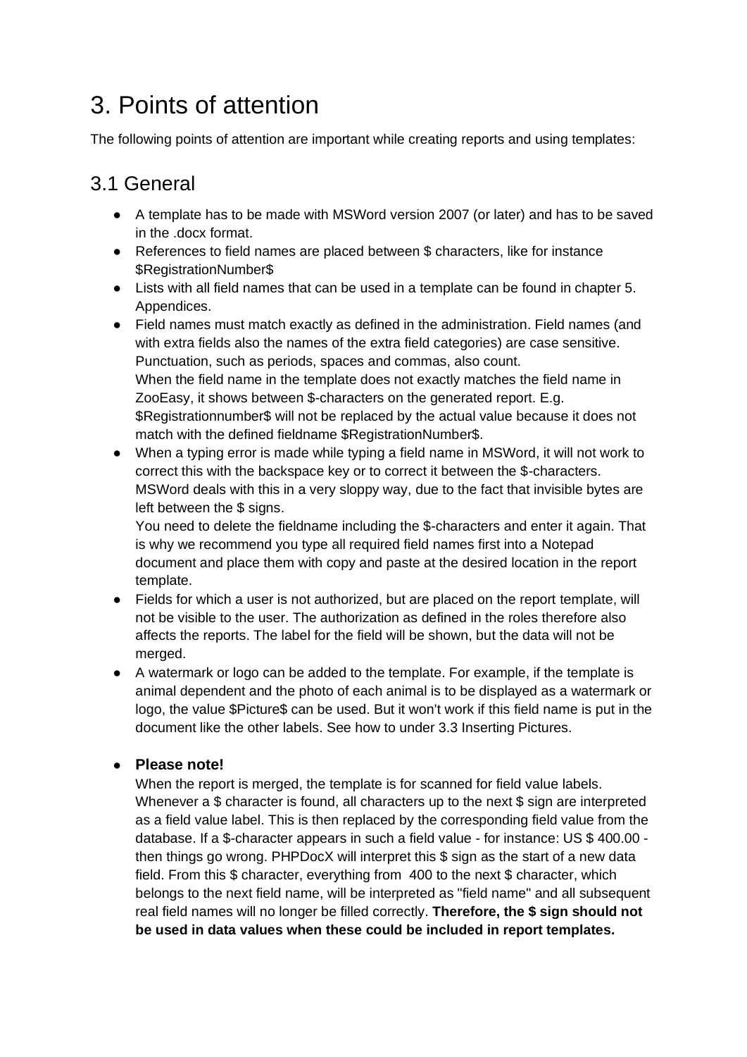# 3. Points of attention

The following points of attention are important while creating reports and using templates:

## 3.1 General

- A template has to be made with MSWord version 2007 (or later) and has to be saved in the .docx format.
- References to field names are placed between $ characters, like for instance $RegistrationNumber$
- Lists with all field names that can be used in a template can be found in chapter 5. Appendices.
- Field names must match exactly as defined in the administration. Field names (and with extra fields also the names of the extra field categories) are case sensitive. Punctuation, such as periods, spaces and commas, also count.
  When the field name in the template does not exactly matches the field name in ZooEasy, it shows between $-characters on the generated report. E.g. $Registrationnumber$ will not be replaced by the actual value because it does not match with the defined fieldname $RegistrationNumber$.
- When a typing error is made while typing a field name in MSWord, it will not work to correct this with the backspace key or to correct it between the $-characters. MSWord deals with this in a very sloppy way, due to the fact that invisible bytes are left between the $ signs.

  You need to delete the fieldname including the $-characters and enter it again. That is why we recommend you type all required field names first into a Notepad document and place them with copy and paste at the desired location in the report template.
- Fields for which a user is not authorized, but are placed on the report template, will not be visible to the user. The authorization as defined in the roles therefore also affects the reports. The label for the field will be shown, but the data will not be merged.
- A watermark or logo can be added to the template. For example, if the template is animal dependent and the photo of each animal is to be displayed as a watermark or logo, the value $Picture$ can be used. But it won't work if this field name is put in the document like the other labels. See how to under 3.3 Inserting Pictures.

- **Please note!**
  When the report is merged, the template is for scanned for field value labels. Whenever a $ character is found, all characters up to the next $ sign are interpreted as a field value label. This is then replaced by the corresponding field value from the database. If a $-character appears in such a field value - for instance: US $ 400.00 - then things go wrong. PHPDocX will interpret this $ sign as the start of a new data field. From this $ character, everything from 400 to the next $ character, which belongs to the next field name, will be interpreted as "field name" and all subsequent real field names will no longer be filled correctly. **Therefore, the $ sign should not be used in data values when these could be included in report templates.**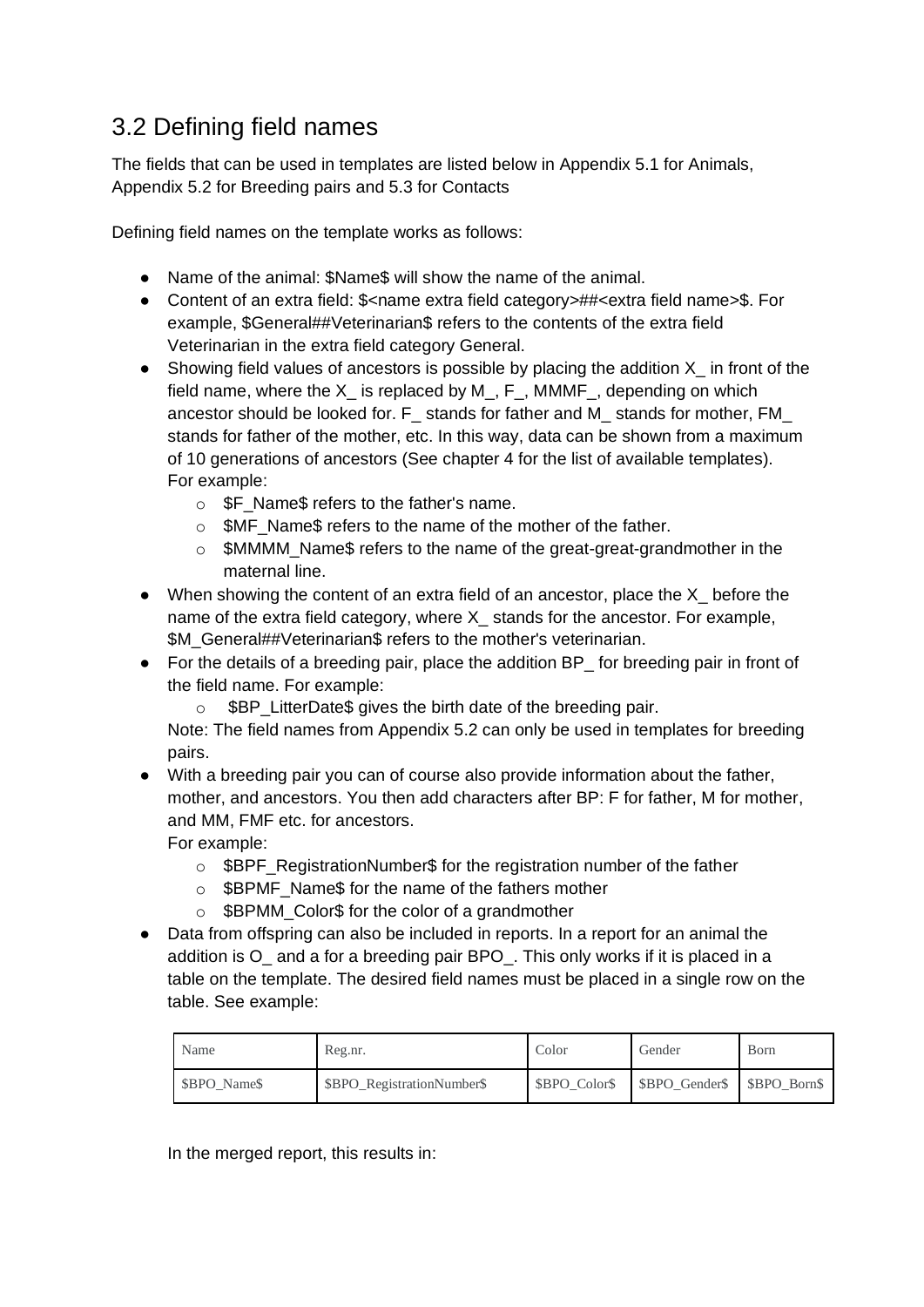## 3.2 Defining field names

The fields that can be used in templates are listed below in Appendix 5.1 for Animals, Appendix 5.2 for Breeding pairs and 5.3 for Contacts

Defining field names on the template works as follows:

- Name of the animal: $Name$ will show the name of the animal.
- Content of an extra field: $<name extra field category>##<extra field name>$. For example, $General##Veterinarian$ refers to the contents of the extra field Veterinarian in the extra field category General.
- Showing field values of ancestors is possible by placing the addition X_ in front of the field name, where the X_ is replaced by M_, F_, MMMF_, depending on which ancestor should be looked for. F_ stands for father and M_ stands for mother, FM_ stands for father of the mother, etc. In this way, data can be shown from a maximum of 10 generations of ancestors (See chapter 4 for the list of available templates). For example:
  - $F_Name$ refers to the father's name.
  - $MF_Name$ refers to the name of the mother of the father.
  - $MMMM_Name$ refers to the name of the great-great-grandmother in the maternal line.
- When showing the content of an extra field of an ancestor, place the X_ before the name of the extra field category, where X_ stands for the ancestor. For example, $M_General##Veterinarian$ refers to the mother's veterinarian.
- For the details of a breeding pair, place the addition BP_ for breeding pair in front of the field name. For example:
  - $BP_LitterDate$ gives the birth date of the breeding pair.

  Note: The field names from Appendix 5.2 can only be used in templates for breeding pairs.
- With a breeding pair you can of course also provide information about the father, mother, and ancestors. You then add characters after BP: F for father, M for mother, and MM, FMF etc. for ancestors.
  For example:
  - $BPF_RegistrationNumber$ for the registration number of the father
  - $BPMF_Name$ for the name of the fathers mother
  - $BPMM_Color$ for the color of a grandmother
- Data from offspring can also be included in reports. In a report for an animal the addition is O_ and a for a breeding pair BPO_. This only works if it is placed in a table on the template. The desired field names must be placed in a single row on the table. See example:

| Name | Reg.nr. | Color | Gender | Born |
|---|---|---|---|---|
| $BPO_Name$ | $BPO_RegistrationNumber$ | $BPO_Color$ | $BPO_Gender$ | $BPO_Born$ |

In the merged report, this results in: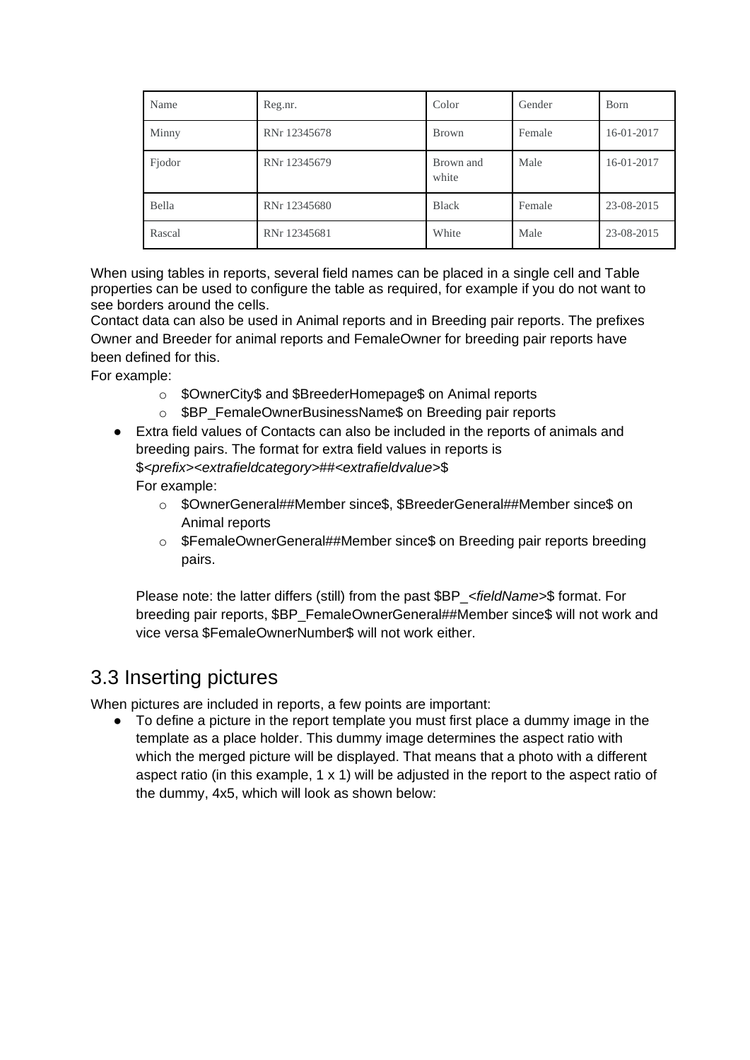| Name | Reg.nr. | Color | Gender | Born |
|---|---|---|---|---|
| Minny | RNr 12345678 | Brown | Female | 16-01-2017 |
| Fjodor | RNr 12345679 | Brown and white | Male | 16-01-2017 |
| Bella | RNr 12345680 | Black | Female | 23-08-2015 |
| Rascal | RNr 12345681 | White | Male | 23-08-2015 |

When using tables in reports, several field names can be placed in a single cell and Table properties can be used to configure the table as required, for example if you do not want to see borders around the cells.

Contact data can also be used in Animal reports and in Breeding pair reports. The prefixes Owner and Breeder for animal reports and FemaleOwner for breeding pair reports have been defined for this.

For example:

- $OwnerCity$ and $BreederHomepage$ on Animal reports
- $BP_FemaleOwnerBusinessName$ on Breeding pair reports

- Extra field values of Contacts can also be included in the reports of animals and breeding pairs. The format for extra field values in reports is $*<prefix><extrafieldcategory>##<extrafieldvalue>*$

  For example:

  - $OwnerGeneral##Member since$, $BreederGeneral##Member since$ on Animal reports
  - $FemaleOwnerGeneral##Member since$ on Breeding pair reports breeding pairs.

  Please note: the latter differs (still) from the past $BP_*<fieldName>*$ format. For breeding pair reports, $BP_FemaleOwnerGeneral##Member since$ will not work and vice versa $FemaleOwnerNumber$ will not work either.

## 3.3 Inserting pictures

When pictures are included in reports, a few points are important:

- To define a picture in the report template you must first place a dummy image in the template as a place holder. This dummy image determines the aspect ratio with which the merged picture will be displayed. That means that a photo with a different aspect ratio (in this example, 1 x 1) will be adjusted in the report to the aspect ratio of the dummy, 4x5, which will look as shown below: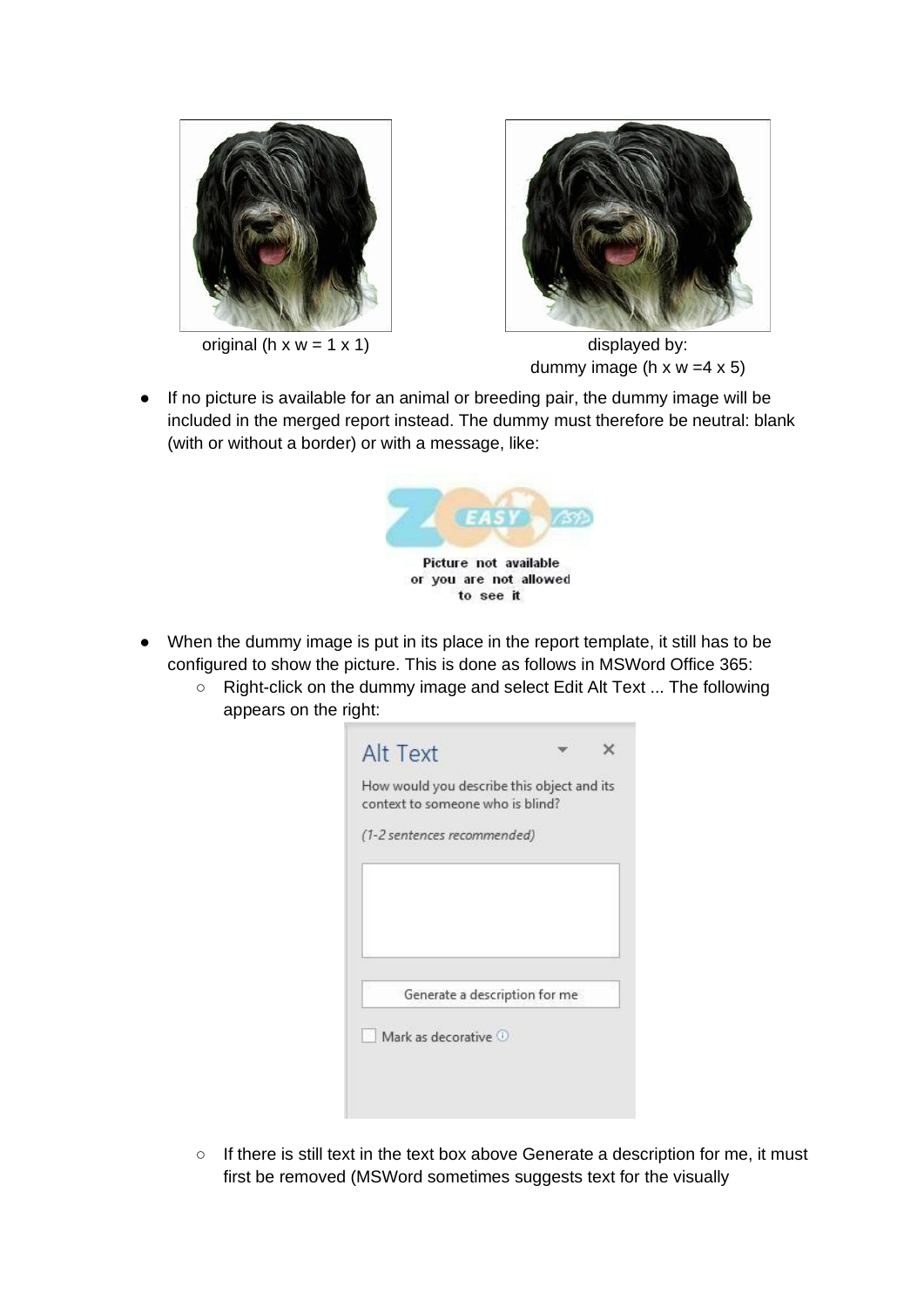original (h x w = 1 x 1)

displayed by:
dummy image (h x w =4 x 5)

- If no picture is available for an animal or breeding pair, the dummy image will be included in the merged report instead. The dummy must therefore be neutral: blank (with or without a border) or with a message, like:

Picture not available
or you are not allowed
to see it

- When the dummy image is put in its place in the report template, it still has to be configured to show the picture. This is done as follows in MSWord Office 365:
  - Right-click on the dummy image and select Edit Alt Text ... The following appears on the right:

Alt Text

How would you describe this object and its context to someone who is blind?

(1-2 sentences recommended)

Generate a description for me

Mark as decorative

  - If there is still text in the text box above Generate a description for me, it must first be removed (MSWord sometimes suggests text for the visually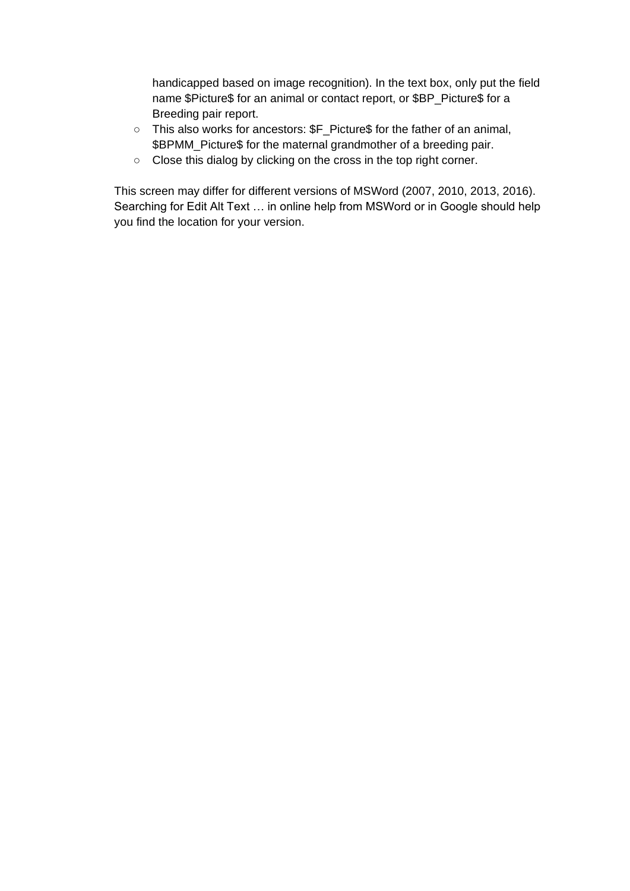handicapped based on image recognition). In the text box, only put the field name $Picture$ for an animal or contact report, or $BP_Picture$ for a Breeding pair report.

- This also works for ancestors: $F_Picture$ for the father of an animal, $BPMM_Picture$ for the maternal grandmother of a breeding pair.
- Close this dialog by clicking on the cross in the top right corner.

This screen may differ for different versions of MSWord (2007, 2010, 2013, 2016). Searching for Edit Alt Text … in online help from MSWord or in Google should help you find the location for your version.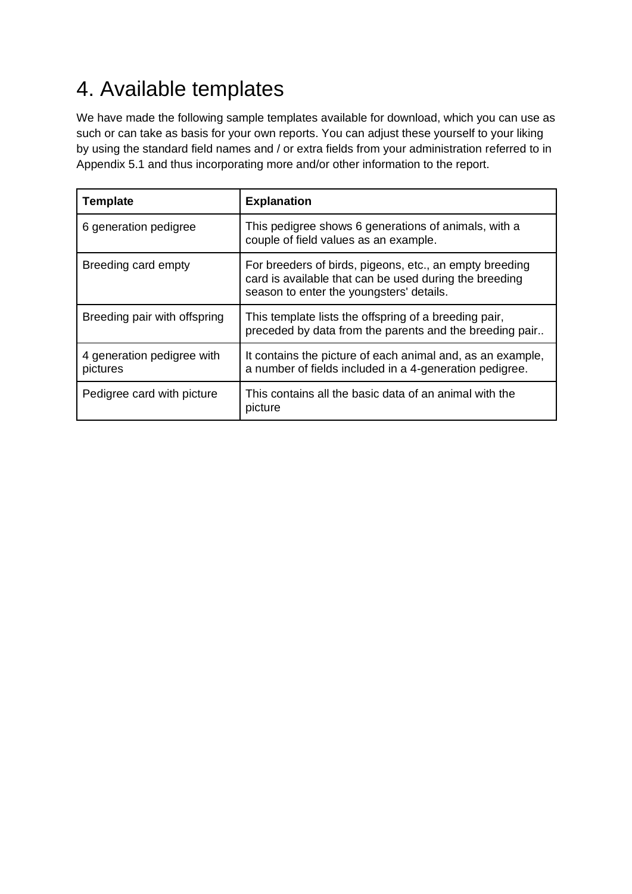# 4. Available templates

We have made the following sample templates available for download, which you can use as such or can take as basis for your own reports. You can adjust these yourself to your liking by using the standard field names and / or extra fields from your administration referred to in Appendix 5.1 and thus incorporating more and/or other information to the report.

| **Template** | **Explanation** |
|---|---|
| 6 generation pedigree | This pedigree shows 6 generations of animals, with a couple of field values as an example. |
| Breeding card empty | For breeders of birds, pigeons, etc., an empty breeding card is available that can be used during the breeding season to enter the youngsters' details. |
| Breeding pair with offspring | This template lists the offspring of a breeding pair, preceded by data from the parents and the breeding pair.. |
| 4 generation pedigree with pictures | It contains the picture of each animal and, as an example, a number of fields included in a 4-generation pedigree. |
| Pedigree card with picture | This contains all the basic data of an animal with the picture |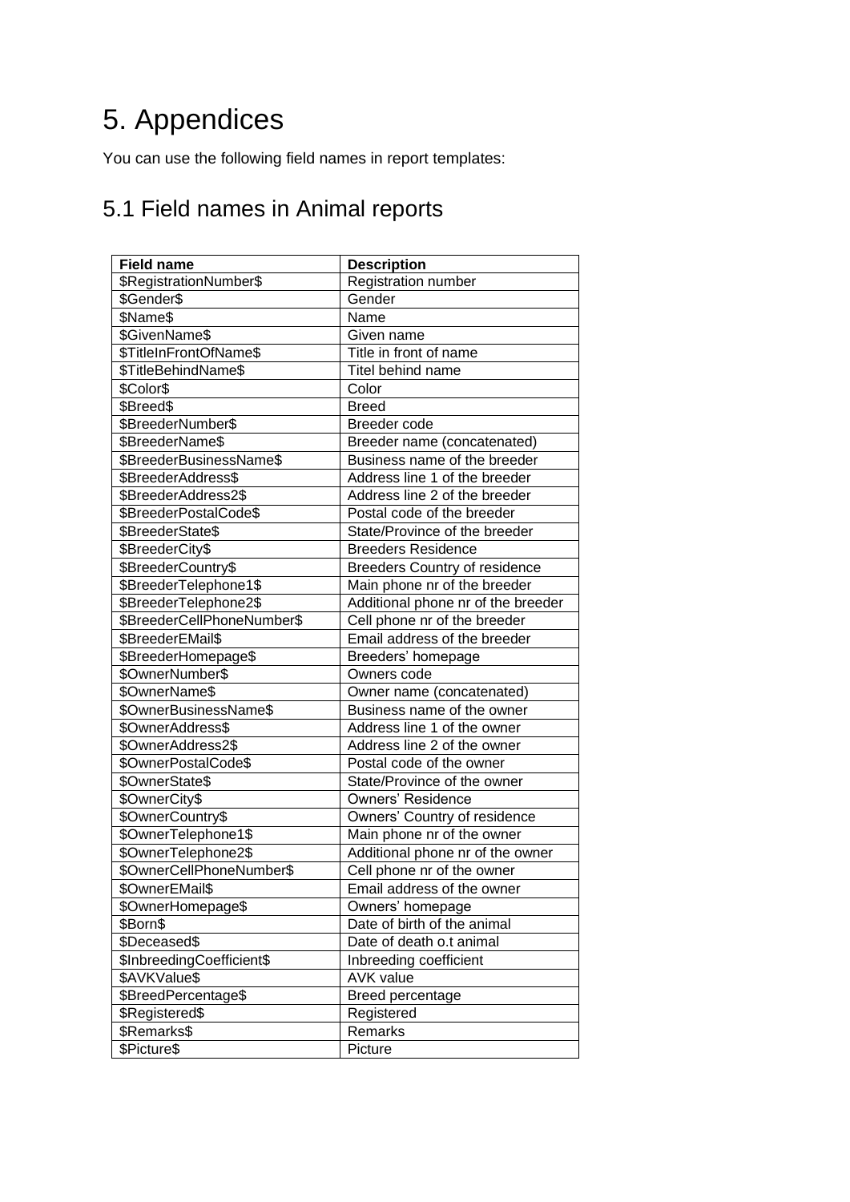# 5. Appendices

You can use the following field names in report templates:

## 5.1 Field names in Animal reports

| Field name | Description |
|---|---|
| $RegistrationNumber$ | Registration number |
| $Gender$ | Gender |
| $Name$ | Name |
| $GivenName$ | Given name |
| $TitleInFrontOfName$ | Title in front of name |
| $TitleBehindName$ | Titel behind name |
| $Color$ | Color |
| $Breed$ | Breed |
| $BreederNumber$ | Breeder code |
| $BreederName$ | Breeder name (concatenated) |
| $BreederBusinessName$ | Business name of the breeder |
| $BreederAddress$ | Address line 1 of the breeder |
| $BreederAddress2$ | Address line 2 of the breeder |
| $BreederPostalCode$ | Postal code of the breeder |
| $BreederState$ | State/Province of the breeder |
| $BreederCity$ | Breeders Residence |
| $BreederCountry$ | Breeders Country of residence |
| $BreederTelephone1$ | Main phone nr of the breeder |
| $BreederTelephone2$ | Additional phone nr of the breeder |
| $BreederCellPhoneNumber$ | Cell phone nr of the breeder |
| $BreederEMail$ | Email address of the breeder |
| $BreederHomepage$ | Breeders' homepage |
| $OwnerNumber$ | Owners code |
| $OwnerName$ | Owner name (concatenated) |
| $OwnerBusinessName$ | Business name of the owner |
| $OwnerAddress$ | Address line 1 of the owner |
| $OwnerAddress2$ | Address line 2 of the owner |
| $OwnerPostalCode$ | Postal code of the owner |
| $OwnerState$ | State/Province of the owner |
| $OwnerCity$ | Owners' Residence |
| $OwnerCountry$ | Owners' Country of residence |
| $OwnerTelephone1$ | Main phone nr of the owner |
| $OwnerTelephone2$ | Additional phone nr of the owner |
| $OwnerCellPhoneNumber$ | Cell phone nr of the owner |
| $OwnerEMail$ | Email address of the owner |
| $OwnerHomepage$ | Owners' homepage |
| $Born$ | Date of birth of the animal |
| $Deceased$ | Date of death o.t animal |
| $InbreedingCoefficient$ | Inbreeding coefficient |
| $AVKValue$ | AVK value |
| $BreedPercentage$ | Breed percentage |
| $Registered$ | Registered |
| $Remarks$ | Remarks |
| $Picture$ | Picture |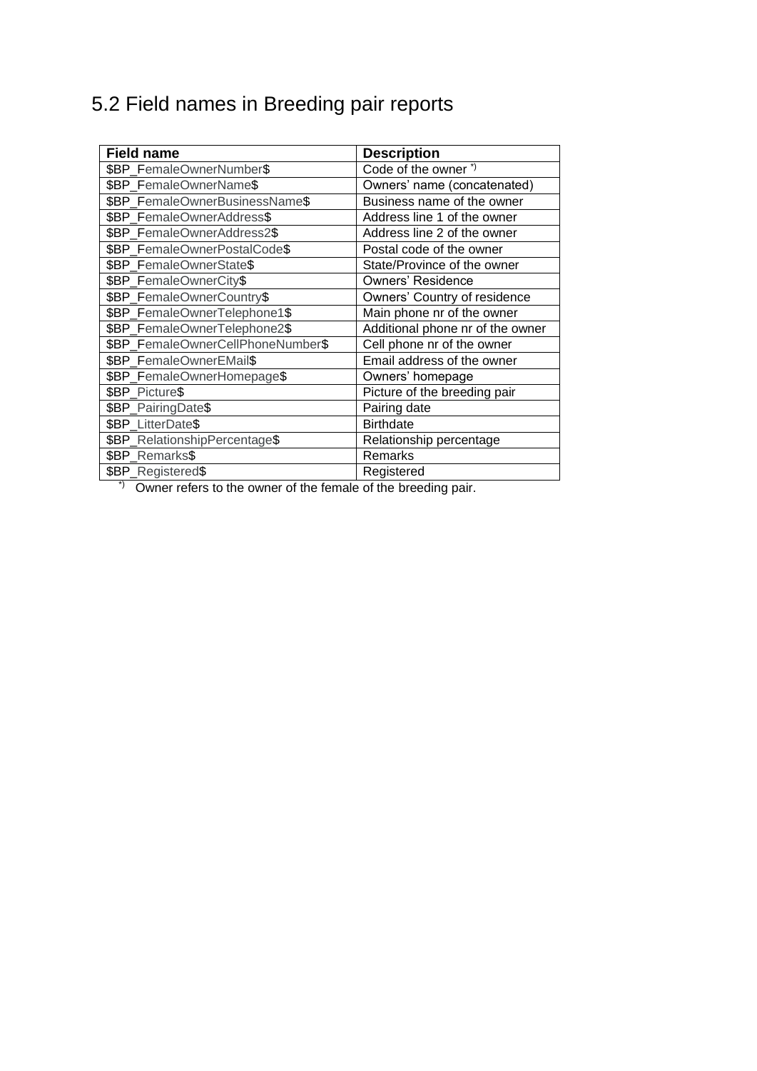## 5.2 Field names in Breeding pair reports

| Field name | Description |
|---|---|
| $BP_FemaleOwnerNumber$ | Code of the owner *) |
| $BP_FemaleOwnerName$ | Owners' name (concatenated) |
| $BP_FemaleOwnerBusinessName$ | Business name of the owner |
| $BP_FemaleOwnerAddress$ | Address line 1 of the owner |
| $BP_FemaleOwnerAddress2$ | Address line 2 of the owner |
| $BP_FemaleOwnerPostalCode$ | Postal code of the owner |
| $BP_FemaleOwnerState$ | State/Province of the owner |
| $BP_FemaleOwnerCity$ | Owners' Residence |
| $BP_FemaleOwnerCountry$ | Owners' Country of residence |
| $BP_FemaleOwnerTelephone1$ | Main phone nr of the owner |
| $BP_FemaleOwnerTelephone2$ | Additional phone nr of the owner |
| $BP_FemaleOwnerCellPhoneNumber$ | Cell phone nr of the owner |
| $BP_FemaleOwnerEMail$ | Email address of the owner |
| $BP_FemaleOwnerHomepage$ | Owners' homepage |
| $BP_Picture$ | Picture of the breeding pair |
| $BP_PairingDate$ | Pairing date |
| $BP_LitterDate$ | Birthdate |
| $BP_RelationshipPercentage$ | Relationship percentage |
| $BP_Remarks$ | Remarks |
| $BP_Registered$ | Registered |

*) Owner refers to the owner of the female of the breeding pair.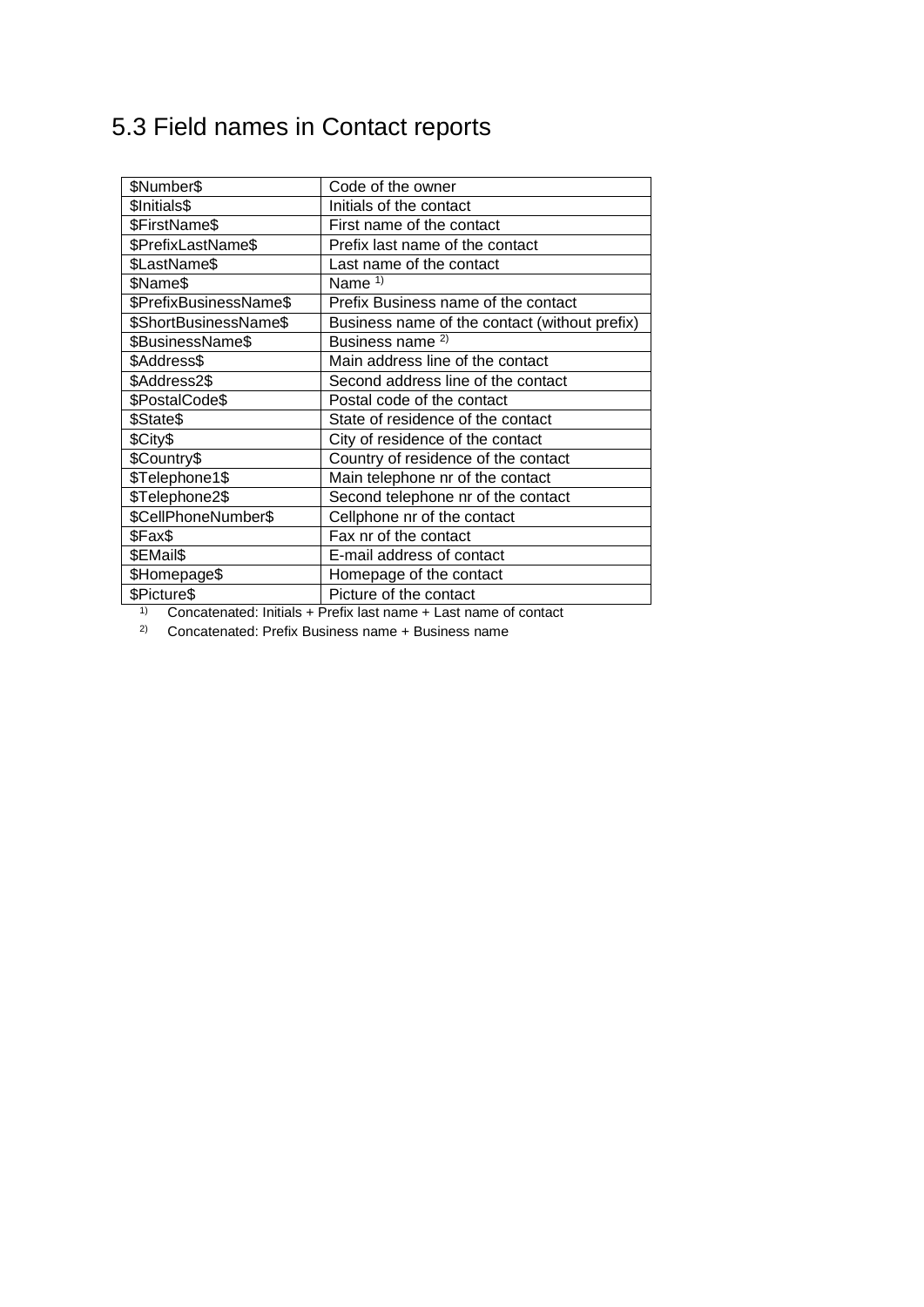## 5.3 Field names in Contact reports

| | |
|---|---|
| $Number$ | Code of the owner |
| $Initials$ | Initials of the contact |
| $FirstName$ | First name of the contact |
| $PrefixLastName$ | Prefix last name of the contact |
| $LastName$ | Last name of the contact |
| $Name$ | Name [1)] |
| $PrefixBusinessName$ | Prefix Business name of the contact |
| $ShortBusinessName$ | Business name of the contact (without prefix) |
| $BusinessName$ | Business name [2)] |
| $Address$ | Main address line of the contact |
| $Address2$ | Second address line of the contact |
| $PostalCode$ | Postal code of the contact |
| $State$ | State of residence of the contact |
| $City$ | City of residence of the contact |
| $Country$ | Country of residence of the contact |
| $Telephone1$ | Main telephone nr of the contact |
| $Telephone2$ | Second telephone nr of the contact |
| $CellPhoneNumber$ | Cellphone nr of the contact |
| $Fax$ | Fax nr of the contact |
| $EMail$ | E-mail address of contact |
| $Homepage$ | Homepage of the contact |
| $Picture$ | Picture of the contact |

[1)] Concatenated: Initials + Prefix last name + Last name of contact

[2)] Concatenated: Prefix Business name + Business name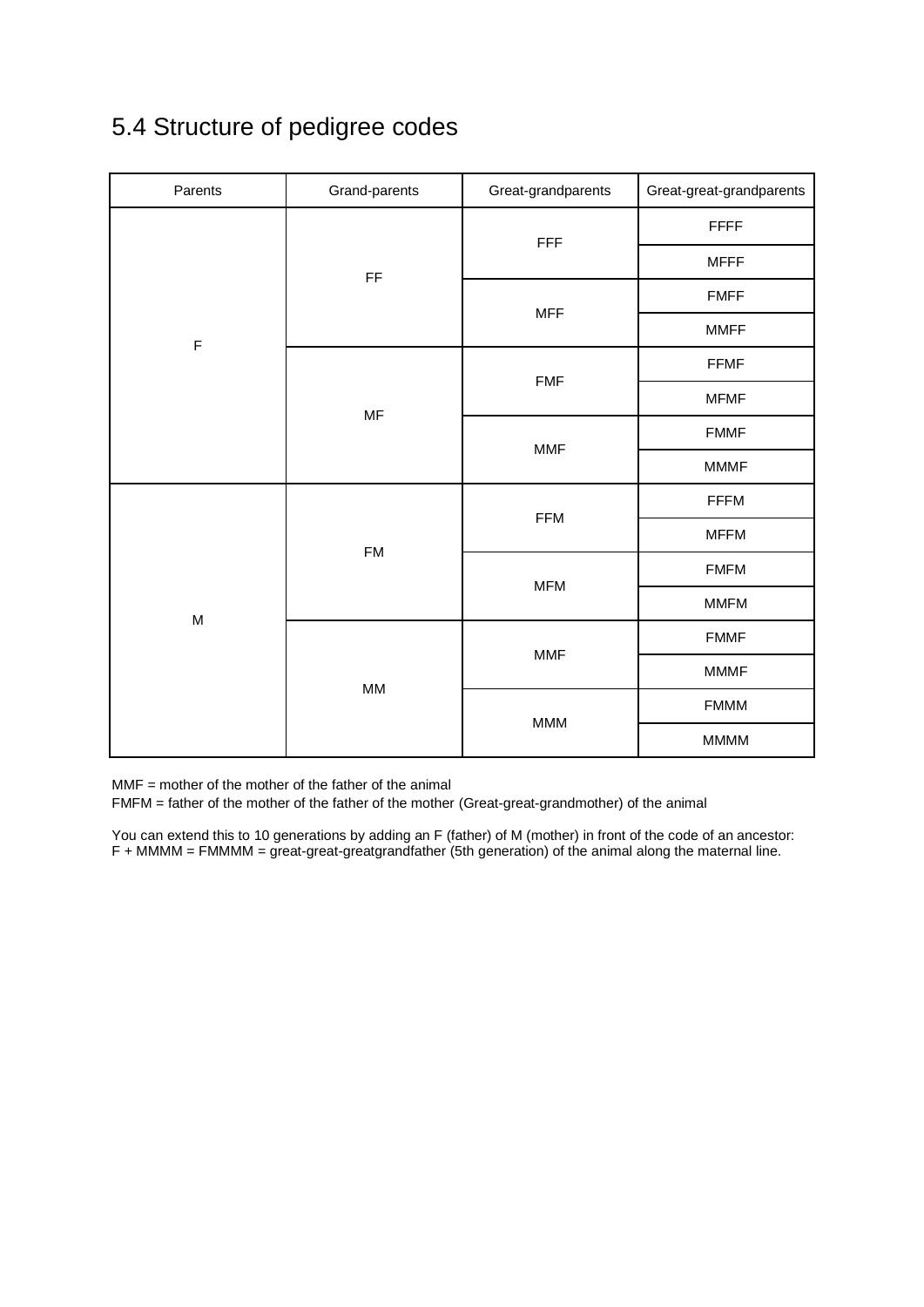# 5.4 Structure of pedigree codes

| Parents | Grand-parents | Great-grandparents | Great-great-grandparents |
|---|---|---|---|
| F | FF | FFF | FFFF |
| | | | MFFF |
| | | MFF | FMFF |
| | | | MMFF |
| | MF | FMF | FFMF |
| | | | MFMF |
| | | MMF | FMMF |
| | | | MMMF |
| M | FM | FFM | FFFM |
| | | | MFFM |
| | | MFM | FMFM |
| | | | MMFM |
| | MM | MMF | FMMF |
| | | | MMMF |
| | | MMM | FMMM |
| | | | MMMM |

MMF = mother of the mother of the father of the animal
FMFM = father of the mother of the father of the mother (Great-great-grandmother) of the animal

You can extend this to 10 generations by adding an F (father) of M (mother) in front of the code of an ancestor:
F + MMMM = FMMMM = great-great-greatgrandfather (5th generation) of the animal along the maternal line.